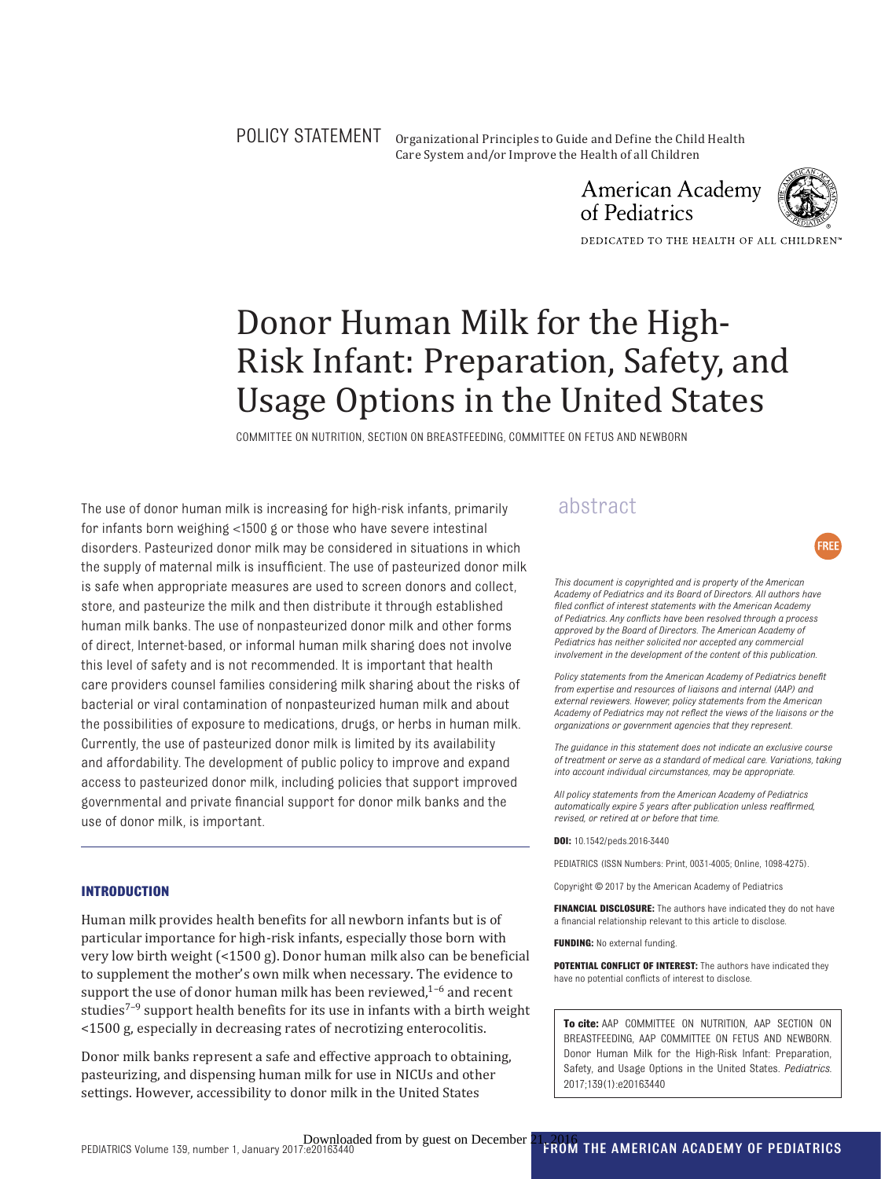POLICY STATEMENT Organizational Principles to Guide and Define the Child Health Care System and/or Improve the Health of all Children

American Academy of Pediatrics

DEDICATED TO THE HEALTH OF ALL CHILDREN™

# Donor Human Milk for the High-Risk Infant: Preparation, Safety, and Usage Options in the United States

COMMITTEE ON NUTRITION, SECTION ON BREASTFEEDING, COMMITTEE ON FETUS AND NEWBORN

## abstract

The use of donor human milk is increasing for high-risk infants, primarily for infants born weighing <1500 g or those who have severe intestinal disorders. Pasteurized donor milk may be considered in situations in which the supply of maternal milk is insufficient. The use of pasteurized donor milk is safe when appropriate measures are used to screen donors and collect, store, and pasteurize the milk and then distribute it through established human milk banks. The use of nonpasteurized donor milk and other forms of direct, Internet-based, or informal human milk sharing does not involve this level of safety and is not recommended. It is important that health care providers counsel families considering milk sharing about the risks of bacterial or viral contamination of nonpasteurized human milk and about the possibilities of exposure to medications, drugs, or herbs in human milk. Currently, the use of pasteurized donor milk is limited by its availability and affordability. The development of public policy to improve and expand access to pasteurized donor milk, including policies that support improved governmental and private financial support for donor milk banks and the use of donor milk, is important.

FREE

*This document is copyrighted and is property of the American Academy of Pediatrics and its Board of Directors. All authors have filed conflict of interest statements with the American Academy of Pediatrics. Any conflicts have been resolved through a process approved by the Board of Directors. The American Academy of Pediatrics has neither solicited nor accepted any commercial involvement in the development of the content of this publication.*

*Policy statements from the American Academy of Pediatrics benefit from expertise and resources of liaisons and internal (AAP) and external reviewers. However, policy statements from the American Academy of Pediatrics may not reflect the views of the liaisons or the organizations or government agencies that they represent.*

*The guidance in this statement does not indicate an exclusive course of treatment or serve as a standard of medical care. Variations, taking into account individual circumstances, may be appropriate.*

*All policy statements from the American Academy of Pediatrics automatically expire 5 years after publication unless reaffirmed, revised, or retired at or before that time.*

**DOI:** 10.1542/peds.2016-3440

PEDIATRICS (ISSN Numbers: Print, 0031-4005; Online, 1098-4275).

Copyright © 2017 by the American Academy of Pediatrics

**FINANCIAL DISCLOSURE:** The authors have indicated they do not have a financial relationship relevant to this article to disclose.

**FUNDING:** No external funding.

**POTENTIAL CONFLICT OF INTEREST:** The authors have indicated they have no potential conflicts of interest to disclose.

**To cite:** AAP COMMITTEE ON NUTRITION, AAP SECTION ON BREASTFEEDING, AAP COMMITTEE ON FETUS AND NEWBORN. Donor Human Milk for the High-Risk Infant: Preparation, Safety, and Usage Options in the United States. *Pediatrics.* 2017;139(1):e20163440

## INTRODUCTION

Human milk provides health benefits for all newborn infants but is of particular importance for high-risk infants, especially those born with very low birth weight (<1500 g). Donor human milk also can be beneficial to supplement the mother's own milk when necessary. The evidence to support the use of donor human milk has been reviewed,[1–6] and recent studies[7–9] support health benefits for its use in infants with a birth weight <1500 g, especially in decreasing rates of necrotizing enterocolitis.

Donor milk banks represent a safe and effective approach to obtaining, pasteurizing, and dispensing human milk for use in NICUs and other settings. However, accessibility to donor milk in the United States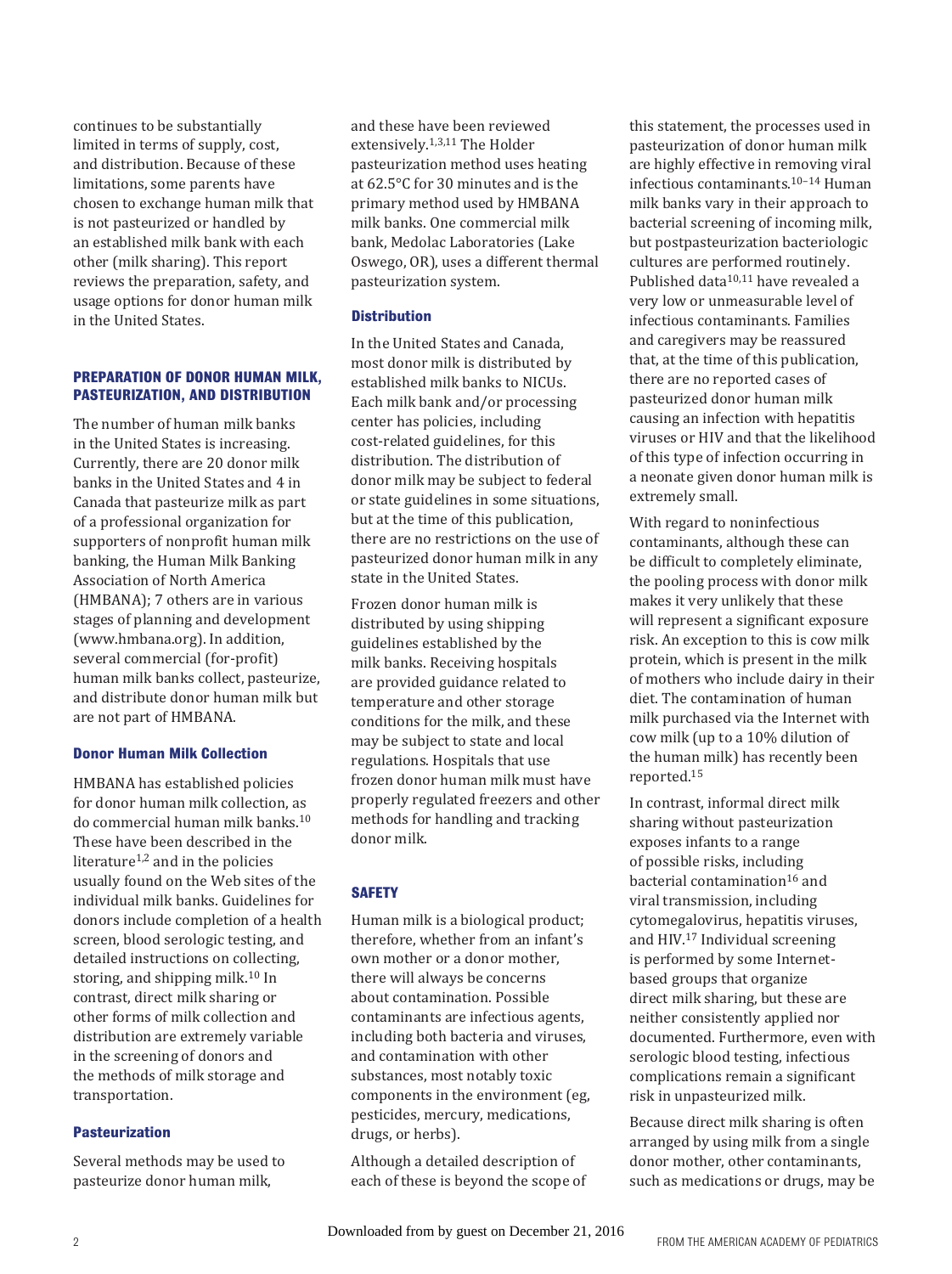continues to be substantially limited in terms of supply, cost, and distribution. Because of these limitations, some parents have chosen to exchange human milk that is not pasteurized or handled by an established milk bank with each other (milk sharing). This report reviews the preparation, safety, and usage options for donor human milk in the United States.

## PREPARATION OF DONOR HUMAN MILK, PASTEURIZATION, AND DISTRIBUTION

The number of human milk banks in the United States is increasing. Currently, there are 20 donor milk banks in the United States and 4 in Canada that pasteurize milk as part of a professional organization for supporters of nonprofit human milk banking, the Human Milk Banking Association of North America (HMBANA); 7 others are in various stages of planning and development (www.hmbana.org). In addition, several commercial (for-profit) human milk banks collect, pasteurize, and distribute donor human milk but are not part of HMBANA.

### Donor Human Milk Collection

HMBANA has established policies for donor human milk collection, as do commercial human milk banks.[10] These have been described in the literature[1,2] and in the policies usually found on the Web sites of the individual milk banks. Guidelines for donors include completion of a health screen, blood serologic testing, and detailed instructions on collecting, storing, and shipping milk.[10] In contrast, direct milk sharing or other forms of milk collection and distribution are extremely variable in the screening of donors and the methods of milk storage and transportation.

### Pasteurization

Several methods may be used to pasteurize donor human milk, and these have been reviewed extensively.[1,3,11] The Holder pasteurization method uses heating at 62.5°C for 30 minutes and is the primary method used by HMBANA milk banks. One commercial milk bank, Medolac Laboratories (Lake Oswego, OR), uses a different thermal pasteurization system.

### Distribution

In the United States and Canada, most donor milk is distributed by established milk banks to NICUs. Each milk bank and/or processing center has policies, including cost-related guidelines, for this distribution. The distribution of donor milk may be subject to federal or state guidelines in some situations, but at the time of this publication, there are no restrictions on the use of pasteurized donor human milk in any state in the United States.

Frozen donor human milk is distributed by using shipping guidelines established by the milk banks. Receiving hospitals are provided guidance related to temperature and other storage conditions for the milk, and these may be subject to state and local regulations. Hospitals that use frozen donor human milk must have properly regulated freezers and other methods for handling and tracking donor milk.

## SAFETY

Human milk is a biological product; therefore, whether from an infant's own mother or a donor mother, there will always be concerns about contamination. Possible contaminants are infectious agents, including both bacteria and viruses, and contamination with other substances, most notably toxic components in the environment (eg, pesticides, mercury, medications, drugs, or herbs).

Although a detailed description of each of these is beyond the scope of this statement, the processes used in pasteurization of donor human milk are highly effective in removing viral infectious contaminants.[10–14] Human milk banks vary in their approach to bacterial screening of incoming milk, but postpasteurization bacteriologic cultures are performed routinely. Published data[10,11] have revealed a very low or unmeasurable level of infectious contaminants. Families and caregivers may be reassured that, at the time of this publication, there are no reported cases of pasteurized donor human milk causing an infection with hepatitis viruses or HIV and that the likelihood of this type of infection occurring in a neonate given donor human milk is extremely small.

With regard to noninfectious contaminants, although these can be difficult to completely eliminate, the pooling process with donor milk makes it very unlikely that these will represent a significant exposure risk. An exception to this is cow milk protein, which is present in the milk of mothers who include dairy in their diet. The contamination of human milk purchased via the Internet with cow milk (up to a 10% dilution of the human milk) has recently been reported.[15]

In contrast, informal direct milk sharing without pasteurization exposes infants to a range of possible risks, including bacterial contamination[16] and viral transmission, including cytomegalovirus, hepatitis viruses, and HIV.[17] Individual screening is performed by some Internet-based groups that organize direct milk sharing, but these are neither consistently applied nor documented. Furthermore, even with serologic blood testing, infectious complications remain a significant risk in unpasteurized milk.

Because direct milk sharing is often arranged by using milk from a single donor mother, other contaminants, such as medications or drugs, may be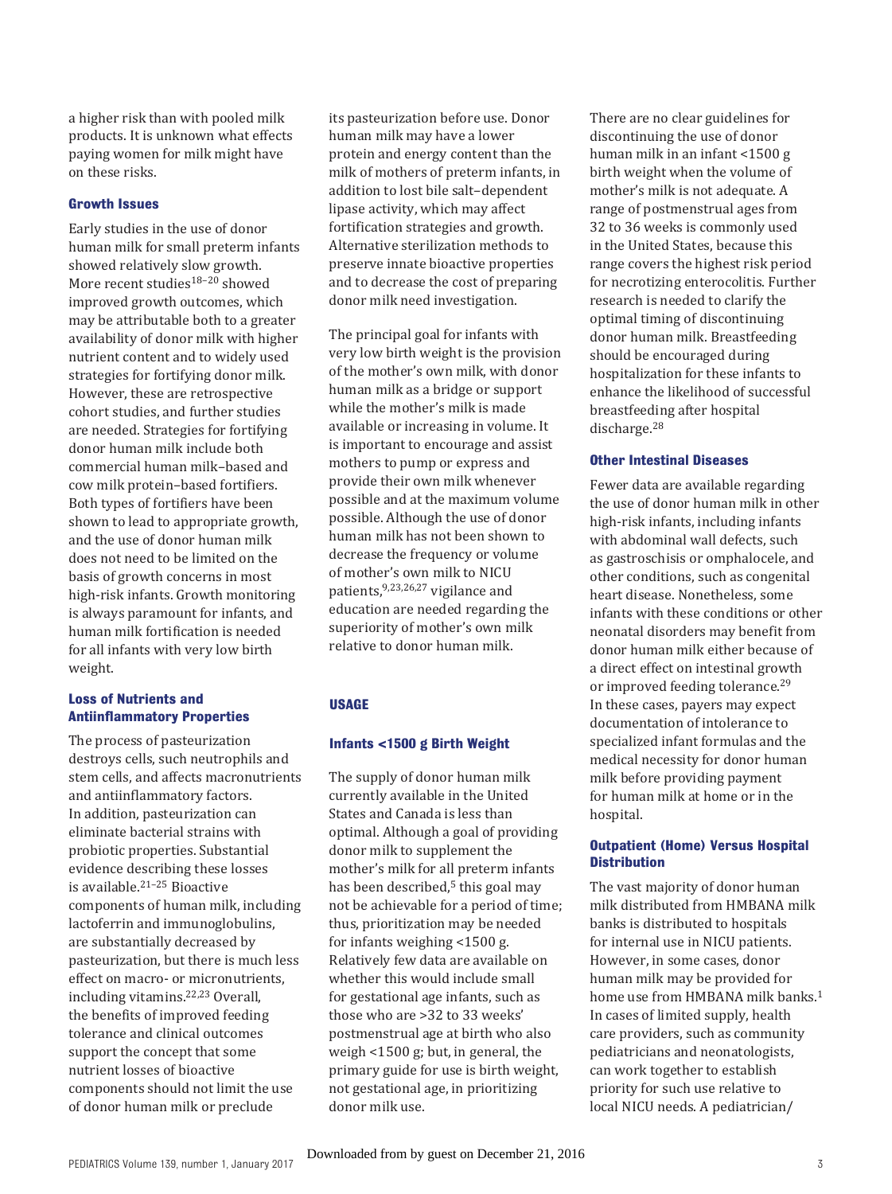a higher risk than with pooled milk products. It is unknown what effects paying women for milk might have on these risks.

### Growth Issues

Early studies in the use of donor human milk for small preterm infants showed relatively slow growth. More recent studies[18–20] showed improved growth outcomes, which may be attributable both to a greater availability of donor milk with higher nutrient content and to widely used strategies for fortifying donor milk. However, these are retrospective cohort studies, and further studies are needed. Strategies for fortifying donor human milk include both commercial human milk–based and cow milk protein–based fortifiers. Both types of fortifiers have been shown to lead to appropriate growth, and the use of donor human milk does not need to be limited on the basis of growth concerns in most high-risk infants. Growth monitoring is always paramount for infants, and human milk fortification is needed for all infants with very low birth weight.

### Loss of Nutrients and Antiinflammatory Properties

The process of pasteurization destroys cells, such neutrophils and stem cells, and affects macronutrients and antiinflammatory factors. In addition, pasteurization can eliminate bacterial strains with probiotic properties. Substantial evidence describing these losses is available.[21–25] Bioactive components of human milk, including lactoferrin and immunoglobulins, are substantially decreased by pasteurization, but there is much less effect on macro- or micronutrients, including vitamins.[22,23] Overall, the benefits of improved feeding tolerance and clinical outcomes support the concept that some nutrient losses of bioactive components should not limit the use of donor human milk or preclude its pasteurization before use. Donor human milk may have a lower protein and energy content than the milk of mothers of preterm infants, in addition to lost bile salt–dependent lipase activity, which may affect fortification strategies and growth. Alternative sterilization methods to preserve innate bioactive properties and to decrease the cost of preparing donor milk need investigation.

The principal goal for infants with very low birth weight is the provision of the mother's own milk, with donor human milk as a bridge or support while the mother's milk is made available or increasing in volume. It is important to encourage and assist mothers to pump or express and provide their own milk whenever possible and at the maximum volume possible. Although the use of donor human milk has not been shown to decrease the frequency or volume of mother's own milk to NICU patients,[9,23,26,27] vigilance and education are needed regarding the superiority of mother's own milk relative to donor human milk.

## USAGE

### Infants <1500 g Birth Weight

The supply of donor human milk currently available in the United States and Canada is less than optimal. Although a goal of providing donor milk to supplement the mother's milk for all preterm infants has been described,[5] this goal may not be achievable for a period of time; thus, prioritization may be needed for infants weighing <1500 g. Relatively few data are available on whether this would include small for gestational age infants, such as those who are >32 to 33 weeks' postmenstrual age at birth who also weigh <1500 g; but, in general, the primary guide for use is birth weight, not gestational age, in prioritizing donor milk use.

There are no clear guidelines for discontinuing the use of donor human milk in an infant <1500 g birth weight when the volume of mother's milk is not adequate. A range of postmenstrual ages from 32 to 36 weeks is commonly used in the United States, because this range covers the highest risk period for necrotizing enterocolitis. Further research is needed to clarify the optimal timing of discontinuing donor human milk. Breastfeeding should be encouraged during hospitalization for these infants to enhance the likelihood of successful breastfeeding after hospital discharge.[28]

### Other Intestinal Diseases

Fewer data are available regarding the use of donor human milk in other high-risk infants, including infants with abdominal wall defects, such as gastroschisis or omphalocele, and other conditions, such as congenital heart disease. Nonetheless, some infants with these conditions or other neonatal disorders may benefit from donor human milk either because of a direct effect on intestinal growth or improved feeding tolerance.[29] In these cases, payers may expect documentation of intolerance to specialized infant formulas and the medical necessity for donor human milk before providing payment for human milk at home or in the hospital.

### Outpatient (Home) Versus Hospital Distribution

The vast majority of donor human milk distributed from HMBANA milk banks is distributed to hospitals for internal use in NICU patients. However, in some cases, donor human milk may be provided for home use from HMBANA milk banks.[1] In cases of limited supply, health care providers, such as community pediatricians and neonatologists, can work together to establish priority for such use relative to local NICU needs. A pediatrician/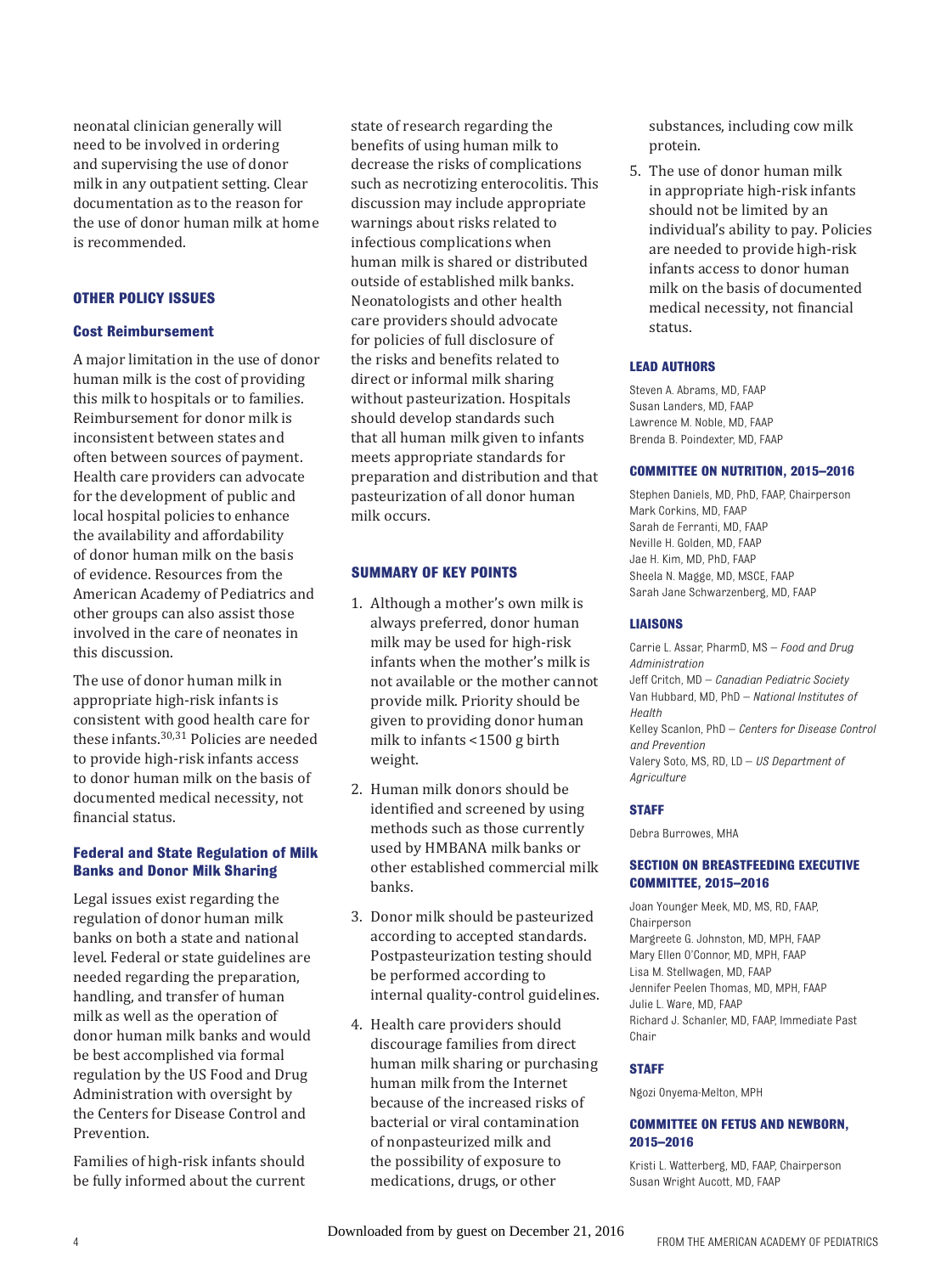neonatal clinician generally will need to be involved in ordering and supervising the use of donor milk in any outpatient setting. Clear documentation as to the reason for the use of donor human milk at home is recommended.

## OTHER POLICY ISSUES

### Cost Reimbursement

A major limitation in the use of donor human milk is the cost of providing this milk to hospitals or to families. Reimbursement for donor milk is inconsistent between states and often between sources of payment. Health care providers can advocate for the development of public and local hospital policies to enhance the availability and affordability of donor human milk on the basis of evidence. Resources from the American Academy of Pediatrics and other groups can also assist those involved in the care of neonates in this discussion.

The use of donor human milk in appropriate high-risk infants is consistent with good health care for these infants.[30,31] Policies are needed to provide high-risk infants access to donor human milk on the basis of documented medical necessity, not financial status.

### Federal and State Regulation of Milk Banks and Donor Milk Sharing

Legal issues exist regarding the regulation of donor human milk banks on both a state and national level. Federal or state guidelines are needed regarding the preparation, handling, and transfer of human milk as well as the operation of donor human milk banks and would be best accomplished via formal regulation by the US Food and Drug Administration with oversight by the Centers for Disease Control and Prevention.

Families of high-risk infants should be fully informed about the current state of research regarding the benefits of using human milk to decrease the risks of complications such as necrotizing enterocolitis. This discussion may include appropriate warnings about risks related to infectious complications when human milk is shared or distributed outside of established milk banks. Neonatologists and other health care providers should advocate for policies of full disclosure of the risks and benefits related to direct or informal milk sharing without pasteurization. Hospitals should develop standards such that all human milk given to infants meets appropriate standards for preparation and distribution and that pasteurization of all donor human milk occurs.

## SUMMARY OF KEY POINTS

1. Although a mother's own milk is always preferred, donor human milk may be used for high-risk infants when the mother's milk is not available or the mother cannot provide milk. Priority should be given to providing donor human milk to infants <1500 g birth weight.
2. Human milk donors should be identified and screened by using methods such as those currently used by HMBANA milk banks or other established commercial milk banks.
3. Donor milk should be pasteurized according to accepted standards. Postpasteurization testing should be performed according to internal quality-control guidelines.
4. Health care providers should discourage families from direct human milk sharing or purchasing human milk from the Internet because of the increased risks of bacterial or viral contamination of nonpasteurized milk and the possibility of exposure to medications, drugs, or other substances, including cow milk protein.
5. The use of donor human milk in appropriate high-risk infants should not be limited by an individual's ability to pay. Policies are needed to provide high-risk infants access to donor human milk on the basis of documented medical necessity, not financial status.

## LEAD AUTHORS

Steven A. Abrams, MD, FAAP
Susan Landers, MD, FAAP
Lawrence M. Noble, MD, FAAP
Brenda B. Poindexter, MD, FAAP

## COMMITTEE ON NUTRITION, 2015–2016

Stephen Daniels, MD, PhD, FAAP, Chairperson
Mark Corkins, MD, FAAP
Sarah de Ferranti, MD, FAAP
Neville H. Golden, MD, FAAP
Jae H. Kim, MD, PhD, FAAP
Sheela N. Magge, MD, MSCE, FAAP
Sarah Jane Schwarzenberg, MD, FAAP

## LIAISONS

Carrie L. Assar, PharmD, MS – *Food and Drug Administration*
Jeff Critch, MD – *Canadian Pediatric Society*
Van Hubbard, MD, PhD – *National Institutes of Health*
Kelley Scanlon, PhD – *Centers for Disease Control and Prevention*
Valery Soto, MS, RD, LD – *US Department of Agriculture*

## STAFF

Debra Burrowes, MHA

## SECTION ON BREASTFEEDING EXECUTIVE COMMITTEE, 2015–2016

Joan Younger Meek, MD, MS, RD, FAAP, Chairperson
Margreete G. Johnston, MD, MPH, FAAP
Mary Ellen O'Connor, MD, MPH, FAAP
Lisa M. Stellwagen, MD, FAAP
Jennifer Peelen Thomas, MD, MPH, FAAP
Julie L. Ware, MD, FAAP
Richard J. Schanler, MD, FAAP, Immediate Past Chair

## STAFF

Ngozi Onyema-Melton, MPH

## COMMITTEE ON FETUS AND NEWBORN, 2015–2016

Kristi L. Watterberg, MD, FAAP, Chairperson
Susan Wright Aucott, MD, FAAP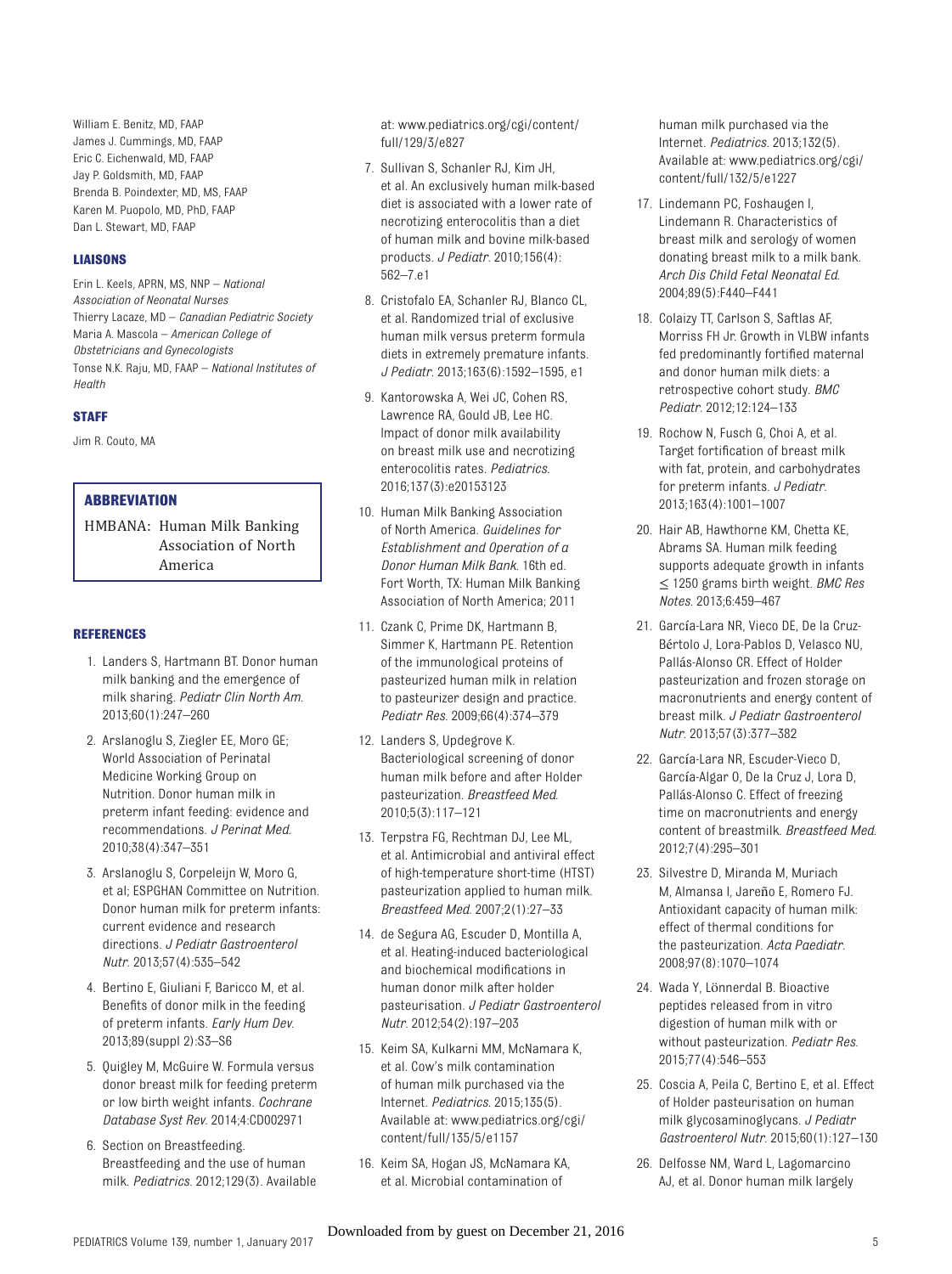William E. Benitz, MD, FAAP
James J. Cummings, MD, FAAP
Eric C. Eichenwald, MD, FAAP
Jay P. Goldsmith, MD, FAAP
Brenda B. Poindexter, MD, MS, FAAP
Karen M. Puopolo, MD, PhD, FAAP
Dan L. Stewart, MD, FAAP

### LIAISONS

Erin L. Keels, APRN, MS, NNP – *National Association of Neonatal Nurses*
Thierry Lacaze, MD – *Canadian Pediatric Society*
Maria A. Mascola – *American College of Obstetricians and Gynecologists*
Tonse N.K. Raju, MD, FAAP – *National Institutes of Health*

### STAFF

Jim R. Couto, MA

### ABBREVIATION

HMBANA: Human Milk Banking Association of North America

### REFERENCES

1. Landers S, Hartmann BT. Donor human milk banking and the emergence of milk sharing. *Pediatr Clin North Am*. 2013;60(1):247–260
2. Arslanoglu S, Ziegler EE, Moro GE; World Association of Perinatal Medicine Working Group on Nutrition. Donor human milk in preterm infant feeding: evidence and recommendations. *J Perinat Med*. 2010;38(4):347–351
3. Arslanoglu S, Corpeleijn W, Moro G, et al; ESPGHAN Committee on Nutrition. Donor human milk for preterm infants: current evidence and research directions. *J Pediatr Gastroenterol Nutr*. 2013;57(4):535–542
4. Bertino E, Giuliani F, Baricco M, et al. Benefits of donor milk in the feeding of preterm infants. *Early Hum Dev*. 2013;89(suppl 2):S3–S6
5. Quigley M, McGuire W. Formula versus donor breast milk for feeding preterm or low birth weight infants. *Cochrane Database Syst Rev*. 2014;4:CD002971
6. Section on Breastfeeding. Breastfeeding and the use of human milk. *Pediatrics*. 2012;129(3). Available at: www.pediatrics.org/cgi/content/full/129/3/e827
7. Sullivan S, Schanler RJ, Kim JH, et al. An exclusively human milk-based diet is associated with a lower rate of necrotizing enterocolitis than a diet of human milk and bovine milk-based products. *J Pediatr*. 2010;156(4):562–7.e1
8. Cristofalo EA, Schanler RJ, Blanco CL, et al. Randomized trial of exclusive human milk versus preterm formula diets in extremely premature infants. *J Pediatr*. 2013;163(6):1592–1595, e1
9. Kantorowska A, Wei JC, Cohen RS, Lawrence RA, Gould JB, Lee HC. Impact of donor milk availability on breast milk use and necrotizing enterocolitis rates. *Pediatrics*. 2016;137(3):e20153123
10. Human Milk Banking Association of North America. *Guidelines for Establishment and Operation of a Donor Human Milk Bank*. 16th ed. Fort Worth, TX: Human Milk Banking Association of North America; 2011
11. Czank C, Prime DK, Hartmann B, Simmer K, Hartmann PE. Retention of the immunological proteins of pasteurized human milk in relation to pasteurizer design and practice. *Pediatr Res*. 2009;66(4):374–379
12. Landers S, Updegrove K. Bacteriological screening of donor human milk before and after Holder pasteurization. *Breastfeed Med*. 2010;5(3):117–121
13. Terpstra FG, Rechtman DJ, Lee ML, et al. Antimicrobial and antiviral effect of high-temperature short-time (HTST) pasteurization applied to human milk. *Breastfeed Med*. 2007;2(1):27–33
14. de Segura AG, Escuder D, Montilla A, et al. Heating-induced bacteriological and biochemical modifications in human donor milk after holder pasteurisation. *J Pediatr Gastroenterol Nutr*. 2012;54(2):197–203
15. Keim SA, Kulkarni MM, McNamara K, et al. Cow's milk contamination of human milk purchased via the Internet. *Pediatrics*. 2015;135(5). Available at: www.pediatrics.org/cgi/content/full/135/5/e1157
16. Keim SA, Hogan JS, McNamara KA, et al. Microbial contamination of human milk purchased via the Internet. *Pediatrics*. 2013;132(5). Available at: www.pediatrics.org/cgi/content/full/132/5/e1227
17. Lindemann PC, Foshaugen I, Lindemann R. Characteristics of breast milk and serology of women donating breast milk to a milk bank. *Arch Dis Child Fetal Neonatal Ed*. 2004;89(5):F440–F441
18. Colaizy TT, Carlson S, Saftlas AF, Morriss FH Jr. Growth in VLBW infants fed predominantly fortified maternal and donor human milk diets: a retrospective cohort study. *BMC Pediatr*. 2012;12:124–133
19. Rochow N, Fusch G, Choi A, et al. Target fortification of breast milk with fat, protein, and carbohydrates for preterm infants. *J Pediatr*. 2013;163(4):1001–1007
20. Hair AB, Hawthorne KM, Chetta KE, Abrams SA. Human milk feeding supports adequate growth in infants ≤ 1250 grams birth weight. *BMC Res Notes*. 2013;6:459–467
21. García-Lara NR, Vieco DE, De la Cruz-Bértolo J, Lora-Pablos D, Velasco NU, Pallás-Alonso CR. Effect of Holder pasteurization and frozen storage on macronutrients and energy content of breast milk. *J Pediatr Gastroenterol Nutr*. 2013;57(3):377–382
22. García-Lara NR, Escuder-Vieco D, García-Algar O, De la Cruz J, Lora D, Pallás-Alonso C. Effect of freezing time on macronutrients and energy content of breastmilk. *Breastfeed Med*. 2012;7(4):295–301
23. Silvestre D, Miranda M, Muriach M, Almansa I, Jareño E, Romero FJ. Antioxidant capacity of human milk: effect of thermal conditions for the pasteurization. *Acta Paediatr*. 2008;97(8):1070–1074
24. Wada Y, Lönnerdal B. Bioactive peptides released from in vitro digestion of human milk with or without pasteurization. *Pediatr Res*. 2015;77(4):546–553
25. Coscia A, Peila C, Bertino E, et al. Effect of Holder pasteurisation on human milk glycosaminoglycans. *J Pediatr Gastroenterol Nutr*. 2015;60(1):127–130
26. Delfosse NM, Ward L, Lagomarcino AJ, et al. Donor human milk largely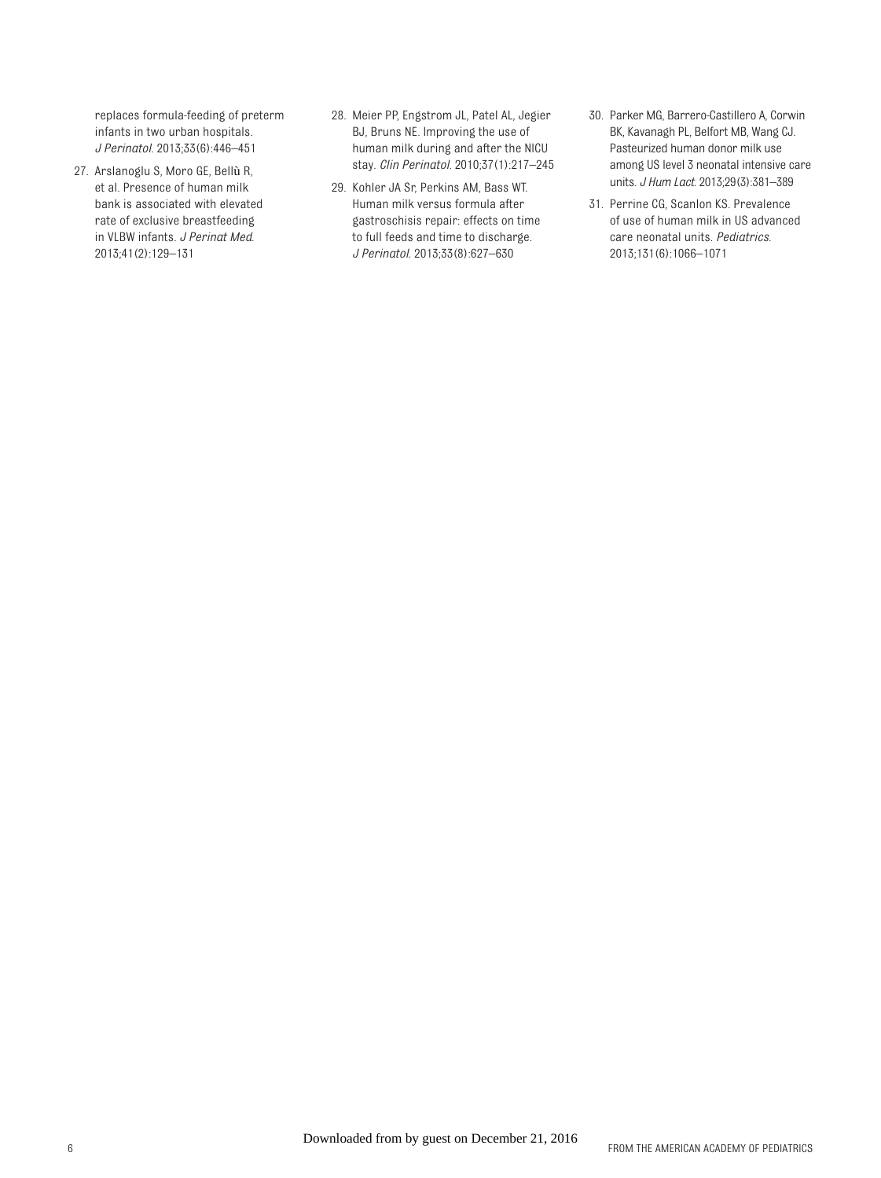replaces formula-feeding of preterm infants in two urban hospitals. *J Perinatol*. 2013;33(6):446–451

27. Arslanoglu S, Moro GE, Bellù R, et al. Presence of human milk bank is associated with elevated rate of exclusive breastfeeding in VLBW infants. *J Perinat Med*. 2013;41(2):129–131

28. Meier PP, Engstrom JL, Patel AL, Jegier BJ, Bruns NE. Improving the use of human milk during and after the NICU stay. *Clin Perinatol*. 2010;37(1):217–245

29. Kohler JA Sr, Perkins AM, Bass WT. Human milk versus formula after gastroschisis repair: effects on time to full feeds and time to discharge. *J Perinatol*. 2013;33(8):627–630

30. Parker MG, Barrero-Castillero A, Corwin BK, Kavanagh PL, Belfort MB, Wang CJ. Pasteurized human donor milk use among US level 3 neonatal intensive care units. *J Hum Lact*. 2013;29(3):381–389

31. Perrine CG, Scanlon KS. Prevalence of use of human milk in US advanced care neonatal units. *Pediatrics*. 2013;131(6):1066–1071

Downloaded from by guest on December 21, 2016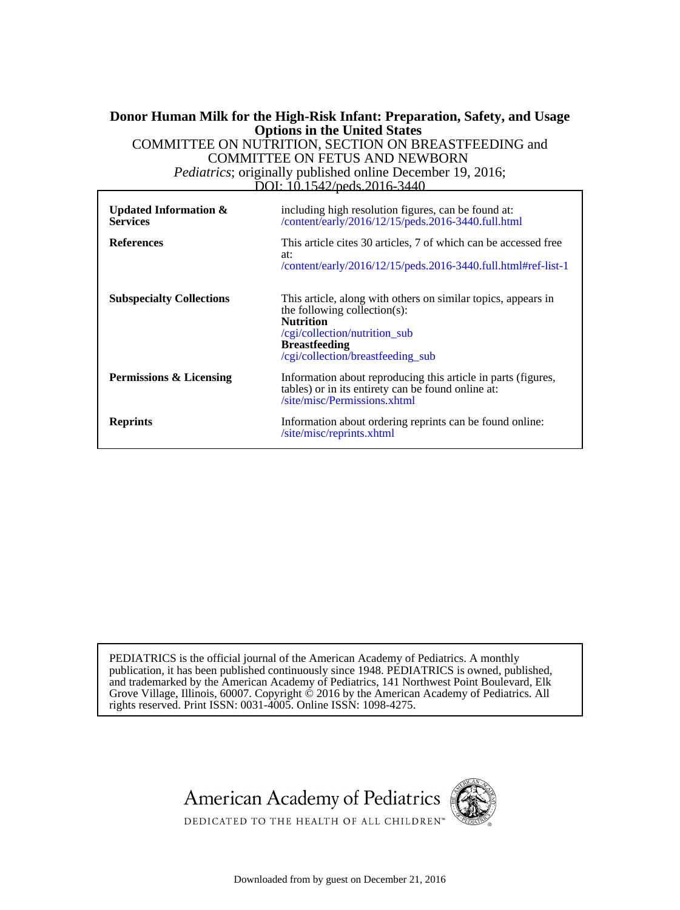**Donor Human Milk for the High-Risk Infant: Preparation, Safety, and Usage Options in the United States**

COMMITTEE ON NUTRITION, SECTION ON BREASTFEEDING and COMMITTEE ON FETUS AND NEWBORN

*Pediatrics*; originally published online December 19, 2016;

DOI: 10.1542/peds.2016-3440

| | |
|---|---|
| **Updated Information & Services** | including high resolution figures, can be found at: /content/early/2016/12/15/peds.2016-3440.full.html |
| **References** | This article cites 30 articles, 7 of which can be accessed free at: /content/early/2016/12/15/peds.2016-3440.full.html#ref-list-1 |
| **Subspecialty Collections** | This article, along with others on similar topics, appears in the following collection(s): **Nutrition** /cgi/collection/nutrition_sub **Breastfeeding** /cgi/collection/breastfeeding_sub |
| **Permissions & Licensing** | Information about reproducing this article in parts (figures, tables) or in its entirety can be found online at: /site/misc/Permissions.xhtml |
| **Reprints** | Information about ordering reprints can be found online: /site/misc/reprints.xhtml |

PEDIATRICS is the official journal of the American Academy of Pediatrics. A monthly publication, it has been published continuously since 1948. PEDIATRICS is owned, published, and trademarked by the American Academy of Pediatrics, 141 Northwest Point Boulevard, Elk Grove Village, Illinois, 60007. Copyright © 2016 by the American Academy of Pediatrics. All rights reserved. Print ISSN: 0031-4005. Online ISSN: 1098-4275.

American Academy of Pediatrics

DEDICATED TO THE HEALTH OF ALL CHILDREN™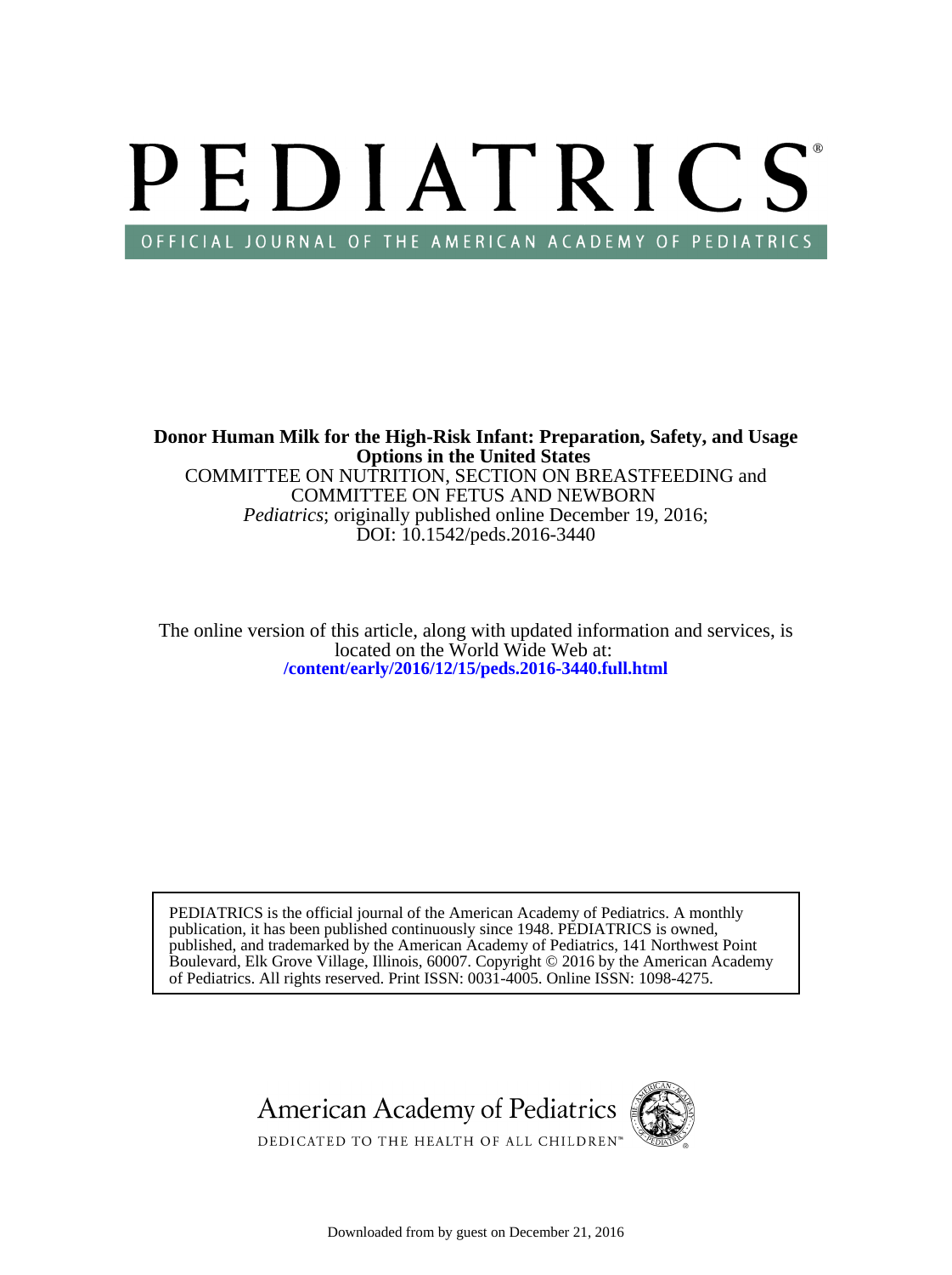# PEDIATRICS

OFFICIAL JOURNAL OF THE AMERICAN ACADEMY OF PEDIATRICS

**Donor Human Milk for the High-Risk Infant: Preparation, Safety, and Usage Options in the United States**

COMMITTEE ON NUTRITION, SECTION ON BREASTFEEDING and COMMITTEE ON FETUS AND NEWBORN

*Pediatrics*; originally published online December 19, 2016;

DOI: 10.1542/peds.2016-3440

The online version of this article, along with updated information and services, is located on the World Wide Web at:

**/content/early/2016/12/15/peds.2016-3440.full.html**

PEDIATRICS is the official journal of the American Academy of Pediatrics. A monthly publication, it has been published continuously since 1948. PEDIATRICS is owned, published, and trademarked by the American Academy of Pediatrics, 141 Northwest Point Boulevard, Elk Grove Village, Illinois, 60007. Copyright © 2016 by the American Academy of Pediatrics. All rights reserved. Print ISSN: 0031-4005. Online ISSN: 1098-4275.

American Academy of Pediatrics

DEDICATED TO THE HEALTH OF ALL CHILDREN™

Downloaded from by guest on December 21, 2016